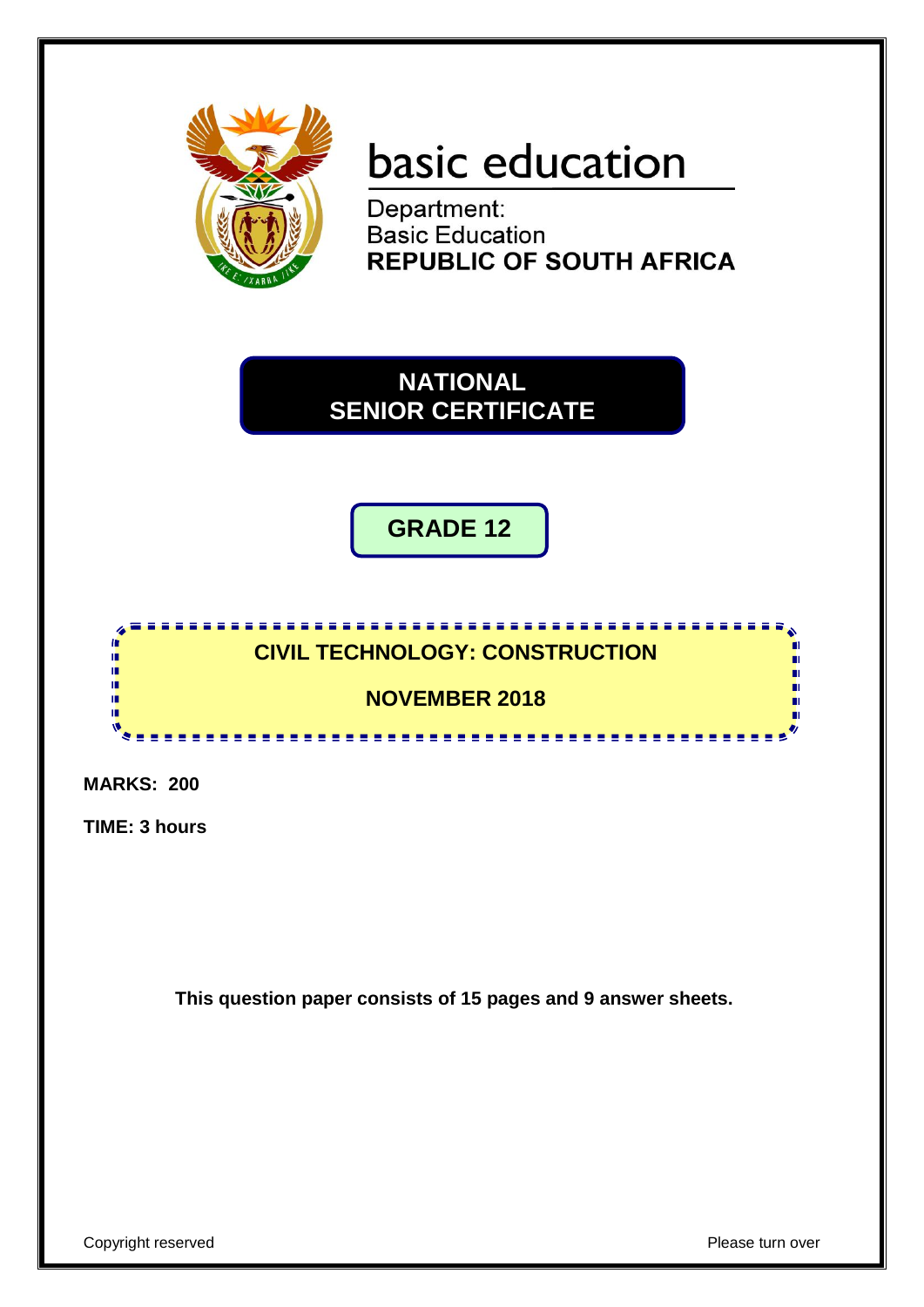basic education

Department:
Basic Education
**REPUBLIC OF SOUTH AFRICA**

# NATIONAL SENIOR CERTIFICATE

## GRADE 12

## CIVIL TECHNOLOGY: CONSTRUCTION

## NOVEMBER 2018

**MARKS: 200**

**TIME: 3 hours**

**This question paper consists of 15 pages and 9 answer sheets.**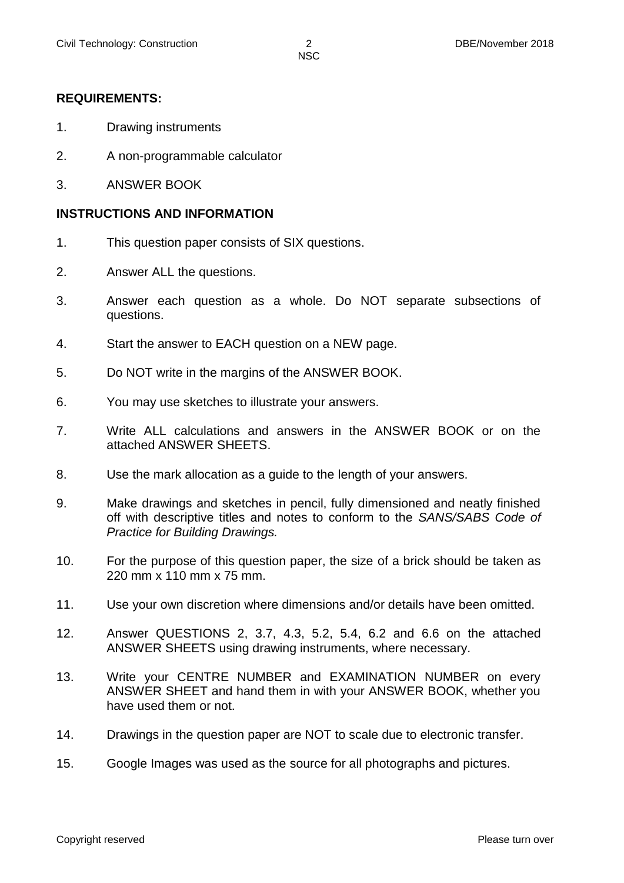**REQUIREMENTS:**

1. Drawing instruments
2. A non-programmable calculator
3. ANSWER BOOK

**INSTRUCTIONS AND INFORMATION**

1. This question paper consists of SIX questions.
2. Answer ALL the questions.
3. Answer each question as a whole. Do NOT separate subsections of questions.
4. Start the answer to EACH question on a NEW page.
5. Do NOT write in the margins of the ANSWER BOOK.
6. You may use sketches to illustrate your answers.
7. Write ALL calculations and answers in the ANSWER BOOK or on the attached ANSWER SHEETS.
8. Use the mark allocation as a guide to the length of your answers.
9. Make drawings and sketches in pencil, fully dimensioned and neatly finished off with descriptive titles and notes to conform to the *SANS/SABS Code of Practice for Building Drawings.*
10. For the purpose of this question paper, the size of a brick should be taken as 220 mm x 110 mm x 75 mm.
11. Use your own discretion where dimensions and/or details have been omitted.
12. Answer QUESTIONS 2, 3.7, 4.3, 5.2, 5.4, 6.2 and 6.6 on the attached ANSWER SHEETS using drawing instruments, where necessary.
13. Write your CENTRE NUMBER and EXAMINATION NUMBER on every ANSWER SHEET and hand them in with your ANSWER BOOK, whether you have used them or not.
14. Drawings in the question paper are NOT to scale due to electronic transfer.
15. Google Images was used as the source for all photographs and pictures.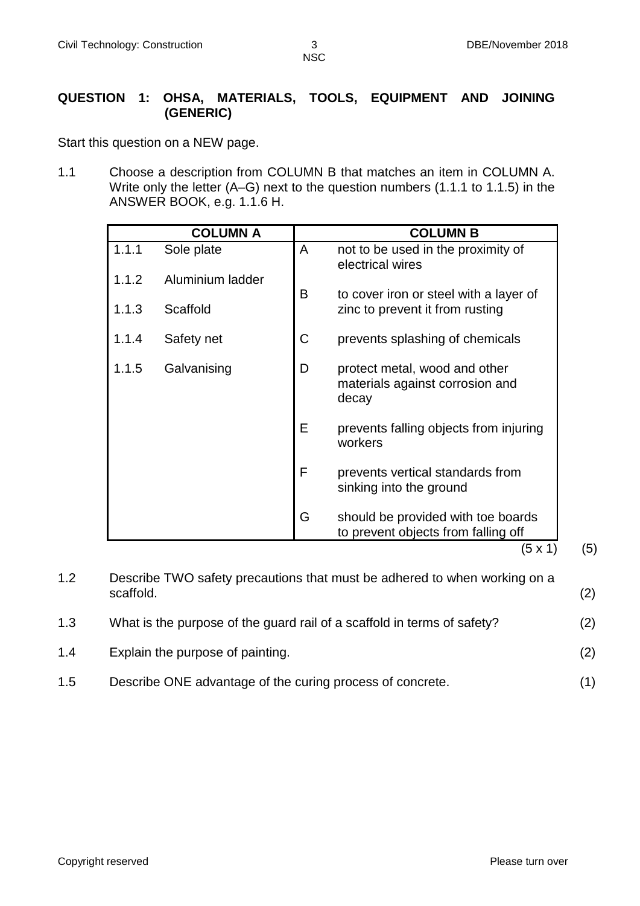## QUESTION 1: OHSA, MATERIALS, TOOLS, EQUIPMENT AND JOINING (GENERIC)

Start this question on a NEW page.

1.1 Choose a description from COLUMN B that matches an item in COLUMN A. Write only the letter (A–G) next to the question numbers (1.1.1 to 1.1.5) in the ANSWER BOOK, e.g. 1.1.6 H.

| COLUMN A | | COLUMN B | |
|---|---|---|---|
| 1.1.1 | Sole plate | A | not to be used in the proximity of electrical wires |
| 1.1.2 | Aluminium ladder | B | to cover iron or steel with a layer of zinc to prevent it from rusting |
| 1.1.3 | Scaffold | C | prevents splashing of chemicals |
| 1.1.4 | Safety net | D | protect metal, wood and other materials against corrosion and decay |
| 1.1.5 | Galvanising | E | prevents falling objects from injuring workers |
| | | F | prevents vertical standards from sinking into the ground |
| | | G | should be provided with toe boards to prevent objects from falling off |

(5 x 1) (5)

1.2 Describe TWO safety precautions that must be adhered to when working on a scaffold. (2)

1.3 What is the purpose of the guard rail of a scaffold in terms of safety? (2)

1.4 Explain the purpose of painting. (2)

1.5 Describe ONE advantage of the curing process of concrete. (1)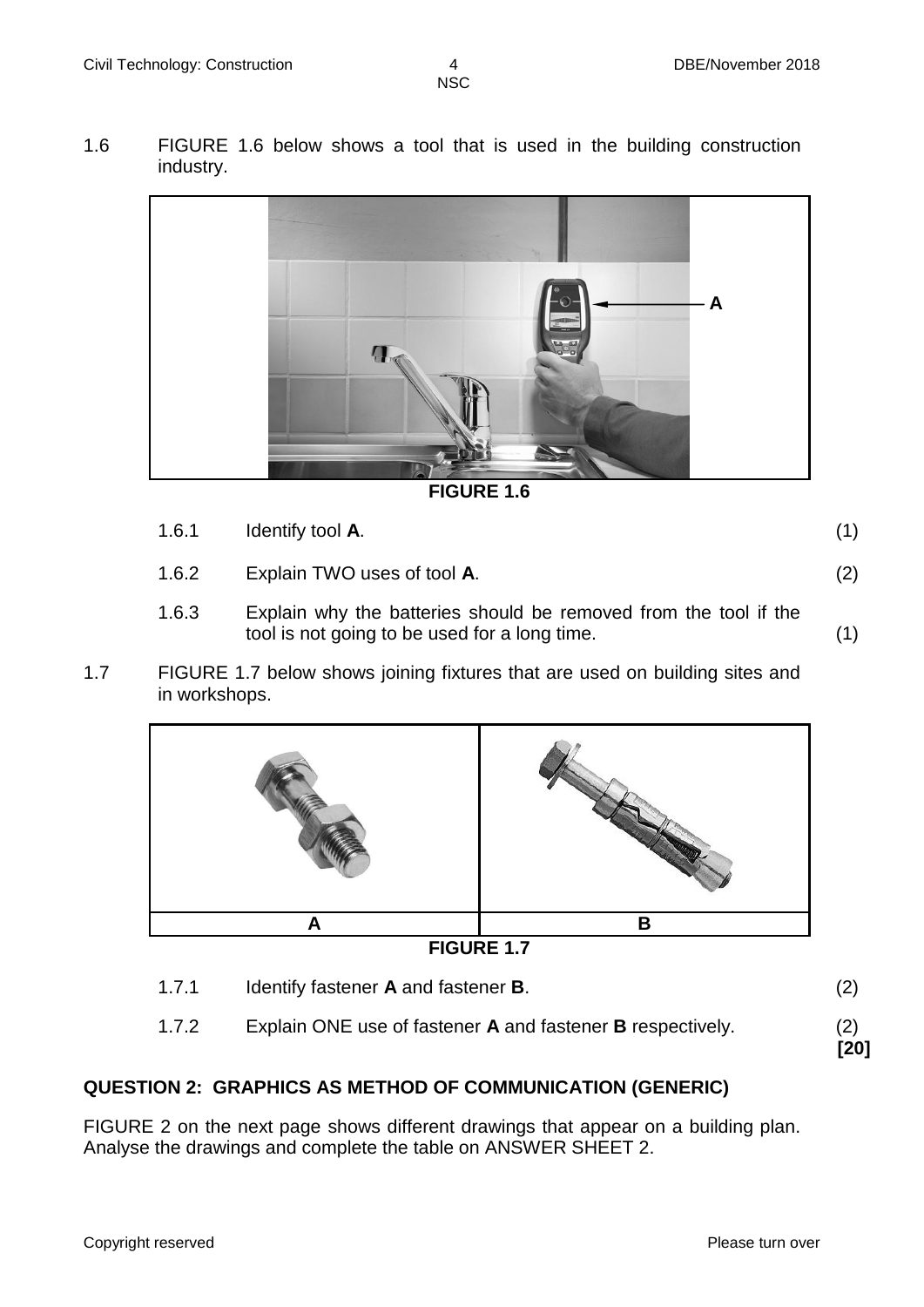1.6 FIGURE 1.6 below shows a tool that is used in the building construction industry.

**FIGURE 1.6**

1.6.1 Identify tool **A**. (1)

1.6.2 Explain TWO uses of tool **A**. (2)

1.6.3 Explain why the batteries should be removed from the tool if the tool is not going to be used for a long time. (1)

1.7 FIGURE 1.7 below shows joining fixtures that are used on building sites and in workshops.

| A | B |
|---|---|

**FIGURE 1.7**

1.7.1 Identify fastener **A** and fastener **B**. (2)

1.7.2 Explain ONE use of fastener **A** and fastener **B** respectively. (2)

**[20]**

## QUESTION 2: GRAPHICS AS METHOD OF COMMUNICATION (GENERIC)

FIGURE 2 on the next page shows different drawings that appear on a building plan. Analyse the drawings and complete the table on ANSWER SHEET 2.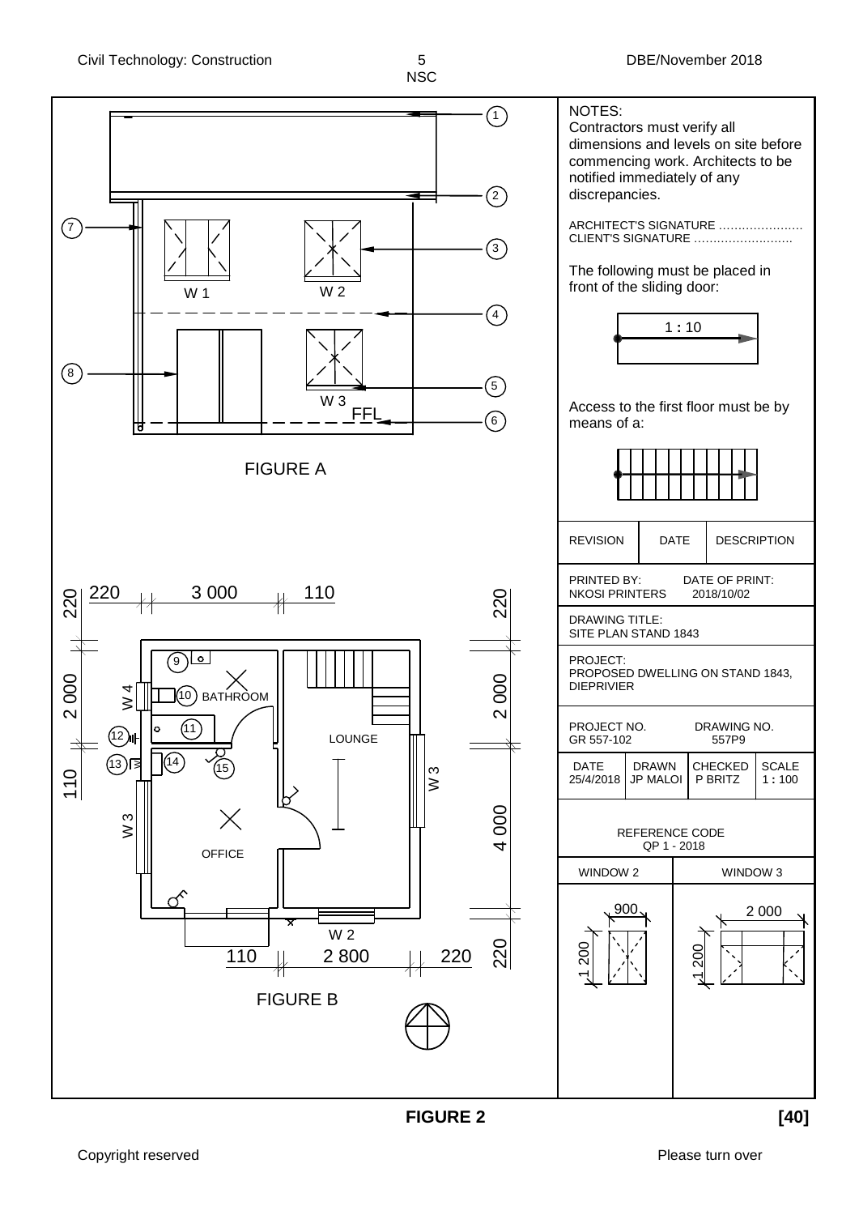NOTES:
Contractors must verify all dimensions and levels on site before commencing work. Architects to be notified immediately of any discrepancies.

ARCHITECT'S SIGNATURE ………………….
CLIENT'S SIGNATURE …………………….

The following must be placed in front of the sliding door:

1 : 10

Access to the first floor must be by means of a:

| REVISION | DATE | DESCRIPTION |
|---|---|---|
| | | |

PRINTED BY: NKOSI PRINTERS    DATE OF PRINT: 2018/10/02

DRAWING TITLE: SITE PLAN STAND 1843

PROJECT: PROPOSED DWELLING ON STAND 1843, DIEPRIVIER

PROJECT NO. GR 557-102    DRAWING NO. 557P9

| DATE | DRAWN | CHECKED | SCALE |
|---|---|---|---|
| 25/4/2018 | JP MALOI | P BRITZ | 1 : 100 |

REFERENCE CODE
QP 1 - 2018

| WINDOW 2 | WINDOW 3 |
|---|---|
| 900 × 1 200 | 2 000 × 1 200 |

FIGURE A

Labels: 1, 2, 3, 4, 5, 6, 7, 8; W 1, W 2, W 3, FFL

FIGURE B

Labels: 9, 10, 11, 12, 13, 14, 15; BATHROOM, LOUNGE, OFFICE, W 2, W 3, W 4

Dimensions: 220, 3 000, 110, 220, 2 000, 110, 2 000, 4 000, 220, 110, 2 800, 220

**FIGURE 2** **[40]**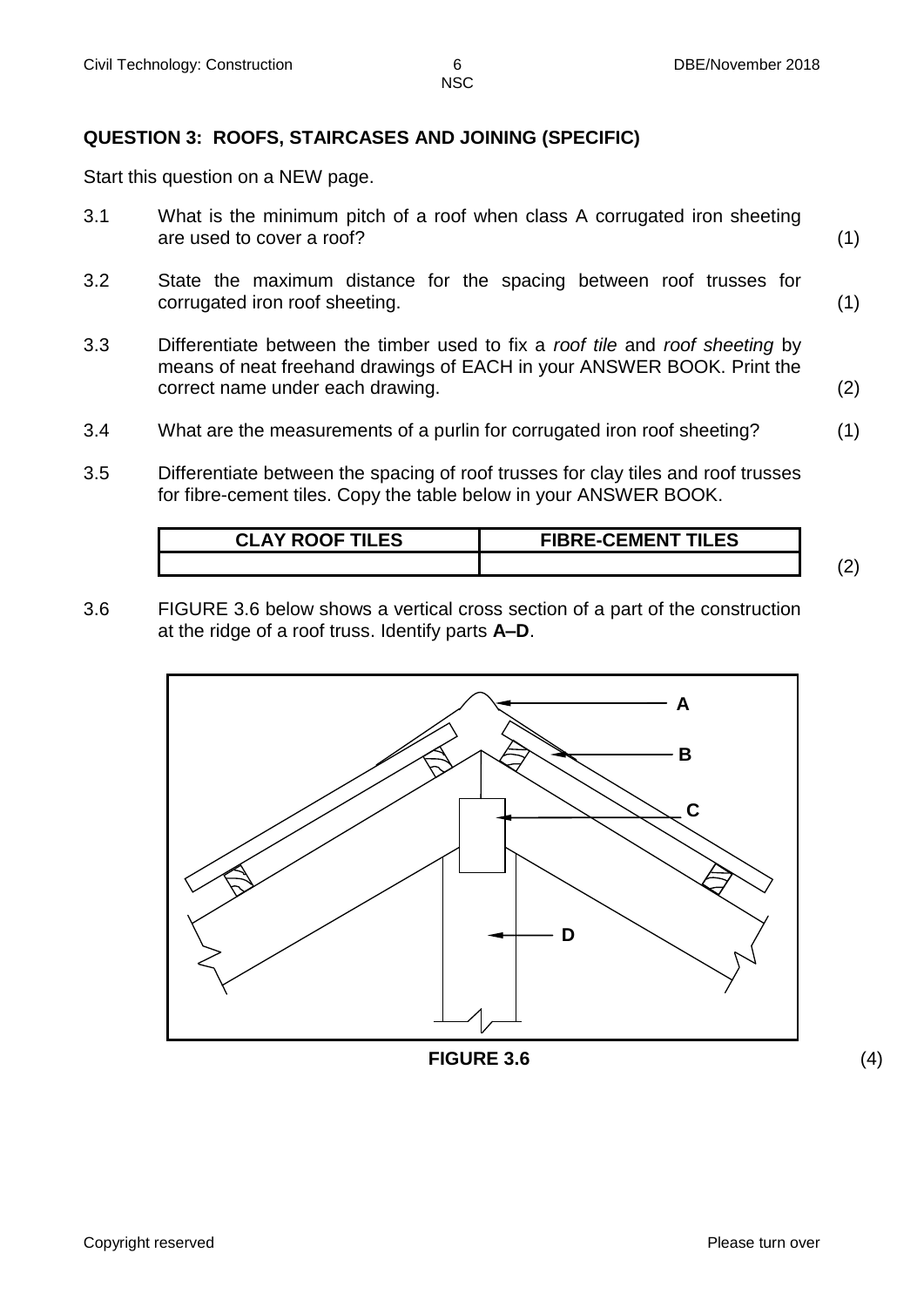## QUESTION 3: ROOFS, STAIRCASES AND JOINING (SPECIFIC)

Start this question on a NEW page.

3.1 What is the minimum pitch of a roof when class A corrugated iron sheeting are used to cover a roof? (1)

3.2 State the maximum distance for the spacing between roof trusses for corrugated iron roof sheeting. (1)

3.3 Differentiate between the timber used to fix a *roof tile* and *roof sheeting* by means of neat freehand drawings of EACH in your ANSWER BOOK. Print the correct name under each drawing. (2)

3.4 What are the measurements of a purlin for corrugated iron roof sheeting? (1)

3.5 Differentiate between the spacing of roof trusses for clay tiles and roof trusses for fibre-cement tiles. Copy the table below in your ANSWER BOOK.

| CLAY ROOF TILES | FIBRE-CEMENT TILES |
|---|---|
| | |

(2)

3.6 FIGURE 3.6 below shows a vertical cross section of a part of the construction at the ridge of a roof truss. Identify parts **A–D**.

**FIGURE 3.6** (4)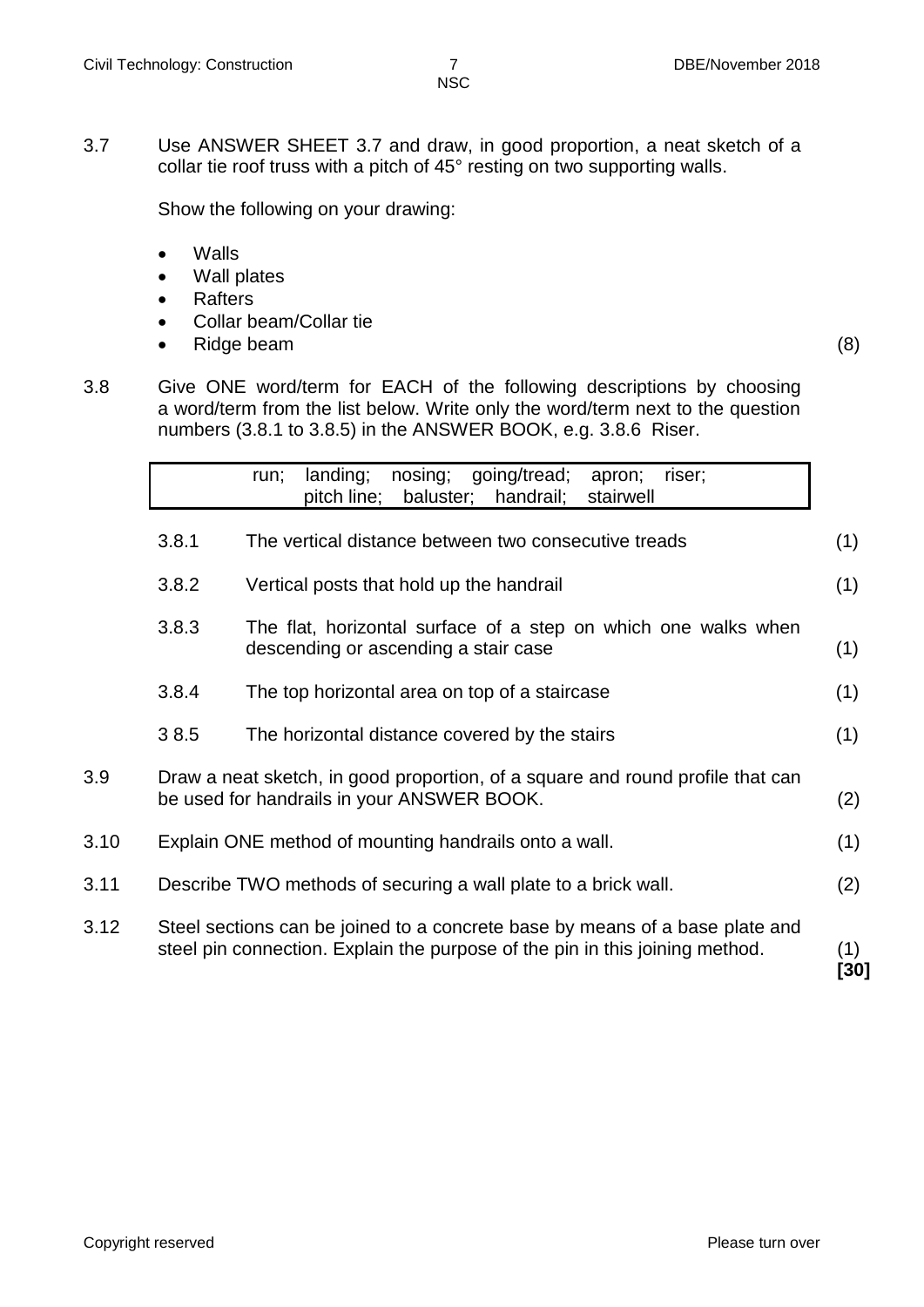3.7 Use ANSWER SHEET 3.7 and draw, in good proportion, a neat sketch of a collar tie roof truss with a pitch of 45° resting on two supporting walls.

Show the following on your drawing:

- Walls
- Wall plates
- Rafters
- Collar beam/Collar tie
- Ridge beam (8)

3.8 Give ONE word/term for EACH of the following descriptions by choosing a word/term from the list below. Write only the word/term next to the question numbers (3.8.1 to 3.8.5) in the ANSWER BOOK, e.g. 3.8.6 Riser.

| run; landing; nosing; going/tread; apron; riser; pitch line; baluster; handrail; stairwell |
|---|

3.8.1 The vertical distance between two consecutive treads (1)

3.8.2 Vertical posts that hold up the handrail (1)

3.8.3 The flat, horizontal surface of a step on which one walks when descending or ascending a stair case (1)

3.8.4 The top horizontal area on top of a staircase (1)

3 8.5 The horizontal distance covered by the stairs (1)

3.9 Draw a neat sketch, in good proportion, of a square and round profile that can be used for handrails in your ANSWER BOOK. (2)

3.10 Explain ONE method of mounting handrails onto a wall. (1)

3.11 Describe TWO methods of securing a wall plate to a brick wall. (2)

3.12 Steel sections can be joined to a concrete base by means of a base plate and steel pin connection. Explain the purpose of the pin in this joining method. (1)

**[30]**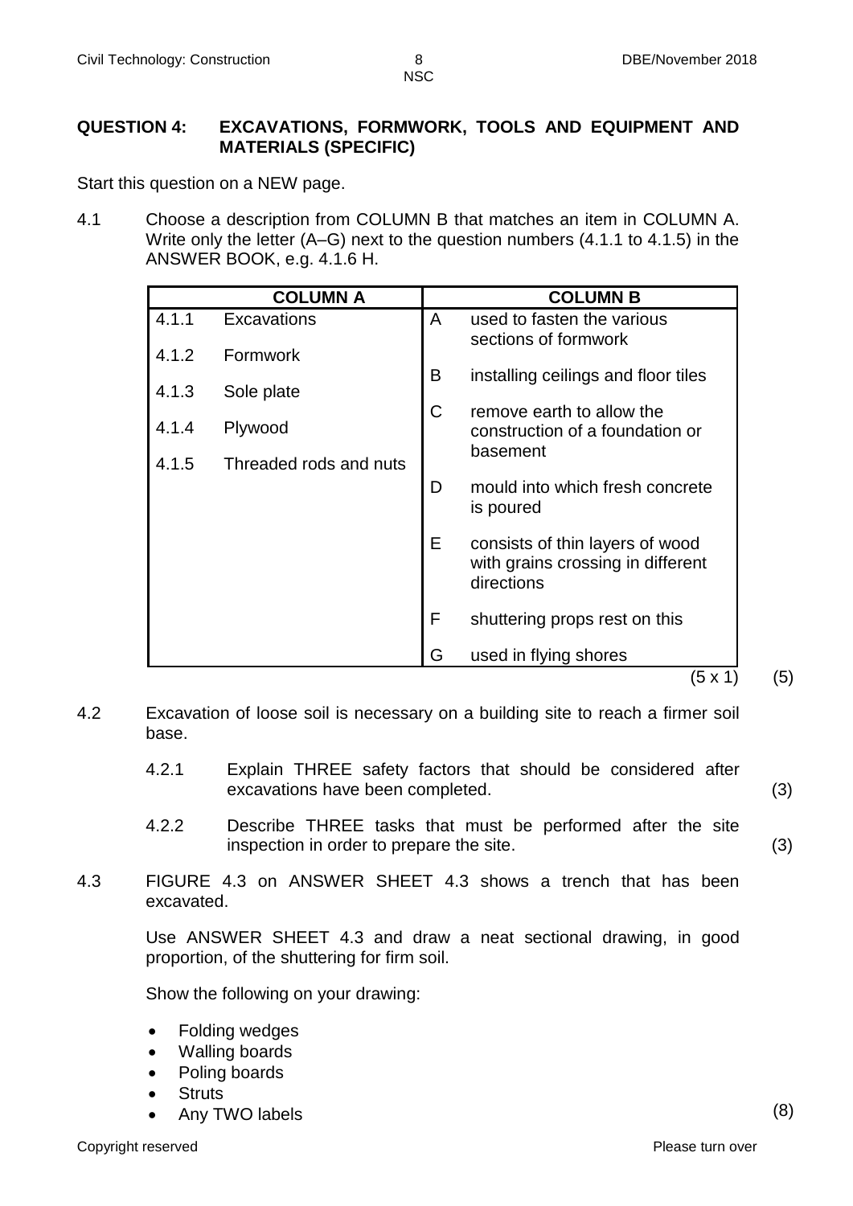## QUESTION 4: EXCAVATIONS, FORMWORK, TOOLS AND EQUIPMENT AND MATERIALS (SPECIFIC)

Start this question on a NEW page.

4.1 Choose a description from COLUMN B that matches an item in COLUMN A. Write only the letter (A–G) next to the question numbers (4.1.1 to 4.1.5) in the ANSWER BOOK, e.g. 4.1.6 H.

| COLUMN A | | COLUMN B | |
|---|---|---|---|
| 4.1.1 | Excavations | A | used to fasten the various sections of formwork |
| 4.1.2 | Formwork | B | installing ceilings and floor tiles |
| 4.1.3 | Sole plate | C | remove earth to allow the construction of a foundation or basement |
| 4.1.4 | Plywood | D | mould into which fresh concrete is poured |
| 4.1.5 | Threaded rods and nuts | E | consists of thin layers of wood with grains crossing in different directions |
| | | F | shuttering props rest on this |
| | | G | used in flying shores |

(5 x 1) (5)

4.2 Excavation of loose soil is necessary on a building site to reach a firmer soil base.

4.2.1 Explain THREE safety factors that should be considered after excavations have been completed. (3)

4.2.2 Describe THREE tasks that must be performed after the site inspection in order to prepare the site. (3)

4.3 FIGURE 4.3 on ANSWER SHEET 4.3 shows a trench that has been excavated.

Use ANSWER SHEET 4.3 and draw a neat sectional drawing, in good proportion, of the shuttering for firm soil.

Show the following on your drawing:

- Folding wedges
- Walling boards
- Poling boards
- Struts
- Any TWO labels

(8)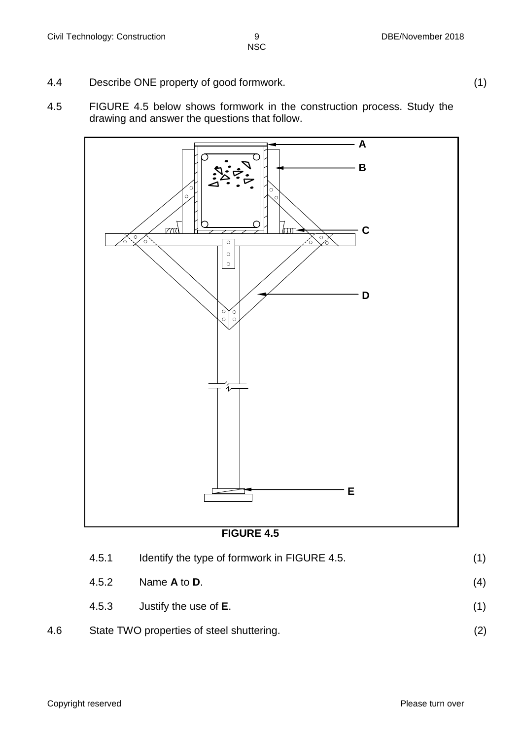4.4 Describe ONE property of good formwork. (1)

4.5 FIGURE 4.5 below shows formwork in the construction process. Study the drawing and answer the questions that follow.

A

B

C

D

E

**FIGURE 4.5**

4.5.1 Identify the type of formwork in FIGURE 4.5. (1)

4.5.2 Name **A** to **D**. (4)

4.5.3 Justify the use of **E**. (1)

4.6 State TWO properties of steel shuttering. (2)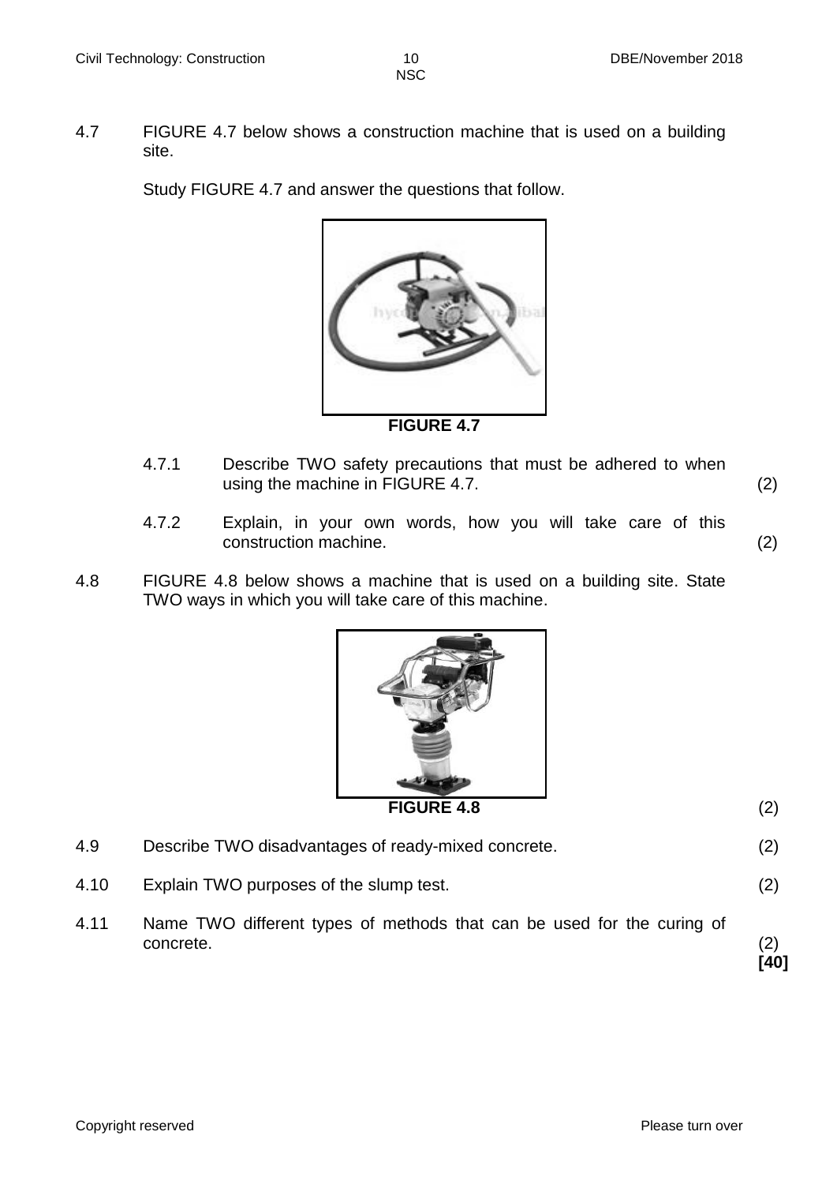4.7 FIGURE 4.7 below shows a construction machine that is used on a building site.

Study FIGURE 4.7 and answer the questions that follow.

**FIGURE 4.7**

4.7.1 Describe TWO safety precautions that must be adhered to when using the machine in FIGURE 4.7. (2)

4.7.2 Explain, in your own words, how you will take care of this construction machine. (2)

4.8 FIGURE 4.8 below shows a machine that is used on a building site. State TWO ways in which you will take care of this machine.

**FIGURE 4.8** (2)

4.9 Describe TWO disadvantages of ready-mixed concrete. (2)

4.10 Explain TWO purposes of the slump test. (2)

4.11 Name TWO different types of methods that can be used for the curing of concrete. (2)

**[40]**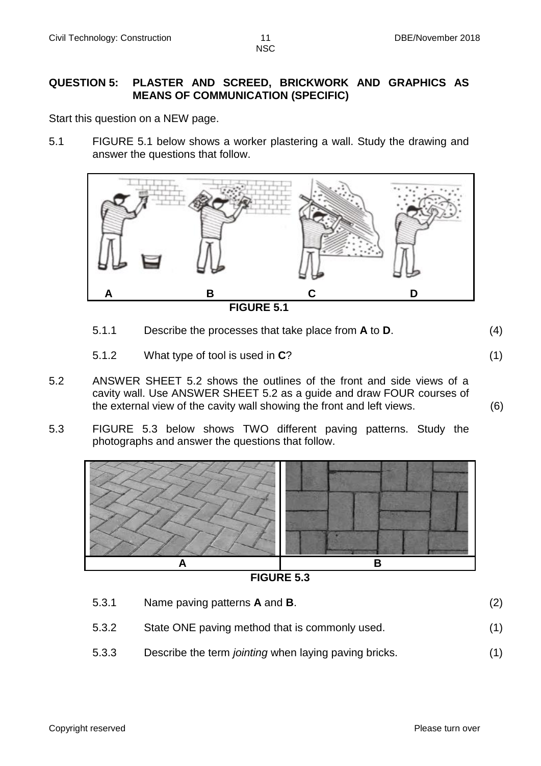## QUESTION 5: PLASTER AND SCREED, BRICKWORK AND GRAPHICS AS MEANS OF COMMUNICATION (SPECIFIC)

Start this question on a NEW page.

5.1 FIGURE 5.1 below shows a worker plastering a wall. Study the drawing and answer the questions that follow.

A B C D

**FIGURE 5.1**

5.1.1 Describe the processes that take place from **A** to **D**. (4)

5.1.2 What type of tool is used in **C**? (1)

5.2 ANSWER SHEET 5.2 shows the outlines of the front and side views of a cavity wall. Use ANSWER SHEET 5.2 as a guide and draw FOUR courses of the external view of the cavity wall showing the front and left views. (6)

5.3 FIGURE 5.3 below shows TWO different paving patterns. Study the photographs and answer the questions that follow.

A B

**FIGURE 5.3**

5.3.1 Name paving patterns **A** and **B**. (2)

5.3.2 State ONE paving method that is commonly used. (1)

5.3.3 Describe the term *jointing* when laying paving bricks. (1)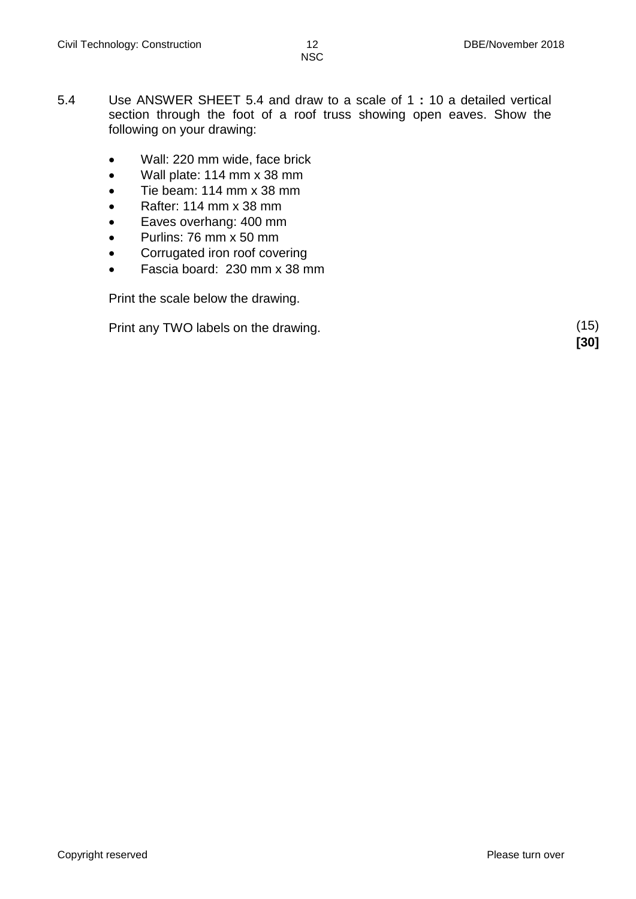5.4 Use ANSWER SHEET 5.4 and draw to a scale of 1 **:** 10 a detailed vertical section through the foot of a roof truss showing open eaves. Show the following on your drawing:

- Wall: 220 mm wide, face brick
- Wall plate: 114 mm x 38 mm
- Tie beam: 114 mm x 38 mm
- Rafter: 114 mm x 38 mm
- Eaves overhang: 400 mm
- Purlins: 76 mm x 50 mm
- Corrugated iron roof covering
- Fascia board: 230 mm x 38 mm

Print the scale below the drawing.

Print any TWO labels on the drawing. (15)

**[30]**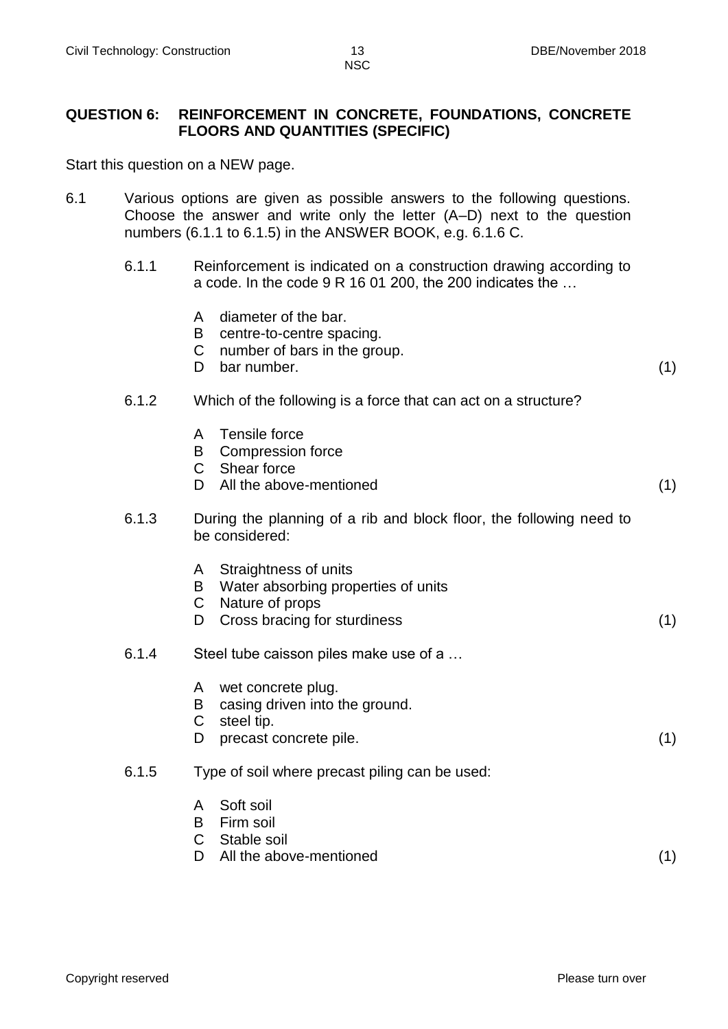## QUESTION 6: REINFORCEMENT IN CONCRETE, FOUNDATIONS, CONCRETE FLOORS AND QUANTITIES (SPECIFIC)

Start this question on a NEW page.

6.1 Various options are given as possible answers to the following questions. Choose the answer and write only the letter (A–D) next to the question numbers (6.1.1 to 6.1.5) in the ANSWER BOOK, e.g. 6.1.6 C.

6.1.1 Reinforcement is indicated on a construction drawing according to a code. In the code 9 R 16 01 200, the 200 indicates the …

- A diameter of the bar.
- B centre-to-centre spacing.
- C number of bars in the group.
- D bar number. (1)

6.1.2 Which of the following is a force that can act on a structure?

- A Tensile force
- B Compression force
- C Shear force
- D All the above-mentioned (1)

6.1.3 During the planning of a rib and block floor, the following need to be considered:

- A Straightness of units
- B Water absorbing properties of units
- C Nature of props
- D Cross bracing for sturdiness (1)

6.1.4 Steel tube caisson piles make use of a …

- A wet concrete plug.
- B casing driven into the ground.
- C steel tip.
- D precast concrete pile. (1)

6.1.5 Type of soil where precast piling can be used:

- A Soft soil
- B Firm soil
- C Stable soil
- D All the above-mentioned (1)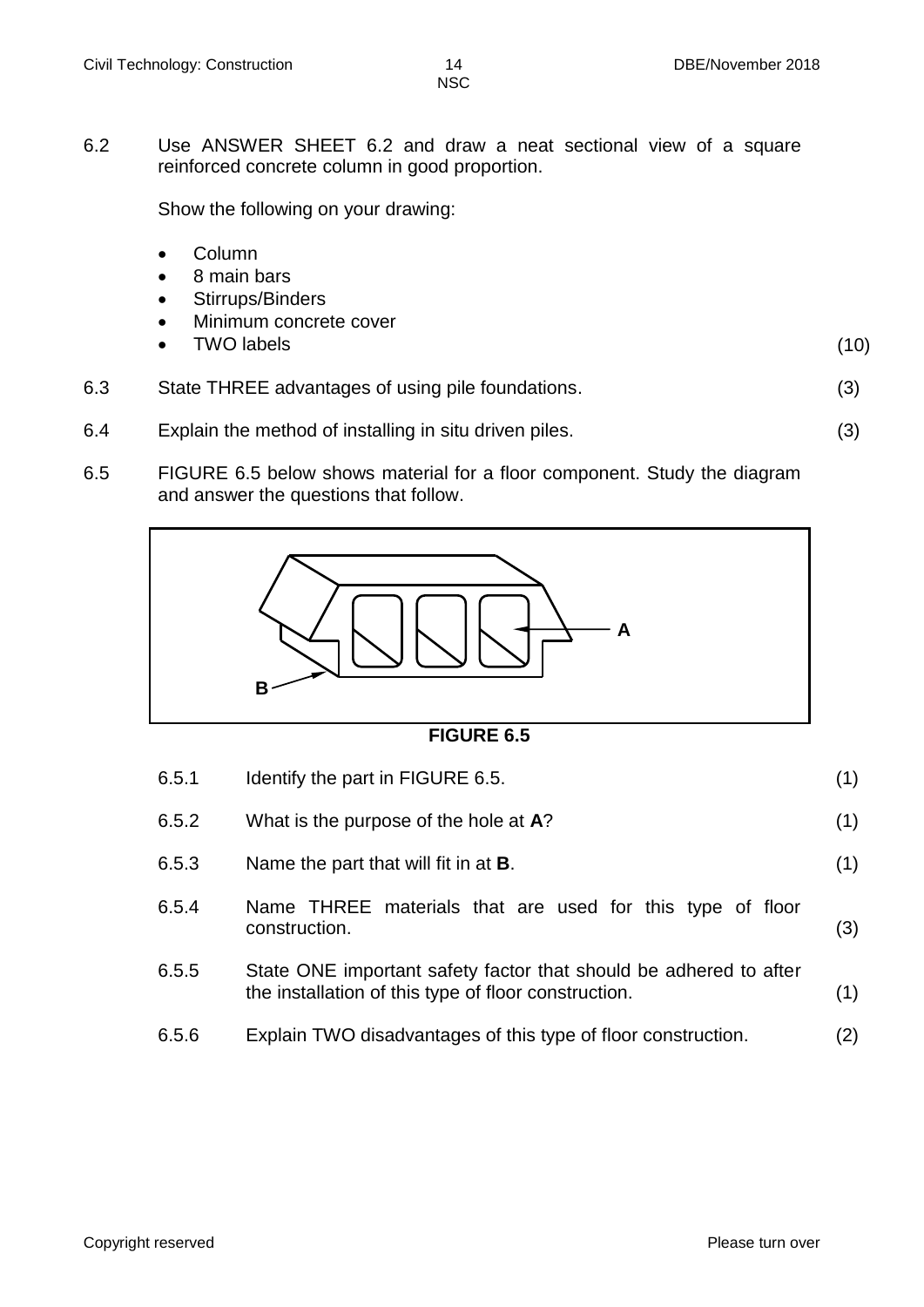6.2 Use ANSWER SHEET 6.2 and draw a neat sectional view of a square reinforced concrete column in good proportion.

Show the following on your drawing:

- Column
- 8 main bars
- Stirrups/Binders
- Minimum concrete cover
- TWO labels (10)

6.3 State THREE advantages of using pile foundations. (3)

6.4 Explain the method of installing in situ driven piles. (3)

6.5 FIGURE 6.5 below shows material for a floor component. Study the diagram and answer the questions that follow.

A

B

**FIGURE 6.5**

| | | |
|---|---|---|
| 6.5.1 | Identify the part in FIGURE 6.5. | (1) |
| 6.5.2 | What is the purpose of the hole at **A**? | (1) |
| 6.5.3 | Name the part that will fit in at **B**. | (1) |
| 6.5.4 | Name THREE materials that are used for this type of floor construction. | (3) |
| 6.5.5 | State ONE important safety factor that should be adhered to after the installation of this type of floor construction. | (1) |
| 6.5.6 | Explain TWO disadvantages of this type of floor construction. | (2) |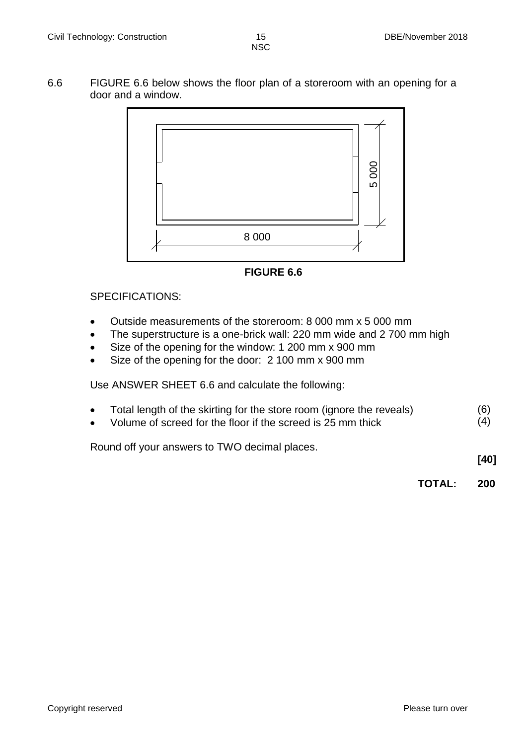6.6 FIGURE 6.6 below shows the floor plan of a storeroom with an opening for a door and a window.

8 000

5 000

**FIGURE 6.6**

SPECIFICATIONS:

- Outside measurements of the storeroom: 8 000 mm x 5 000 mm
- The superstructure is a one-brick wall: 220 mm wide and 2 700 mm high
- Size of the opening for the window: 1 200 mm x 900 mm
- Size of the opening for the door: 2 100 mm x 900 mm

Use ANSWER SHEET 6.6 and calculate the following:

- Total length of the skirting for the store room (ignore the reveals) (6)
- Volume of screed for the floor if the screed is 25 mm thick (4)

Round off your answers to TWO decimal places.

**[40]**

**TOTAL: 200**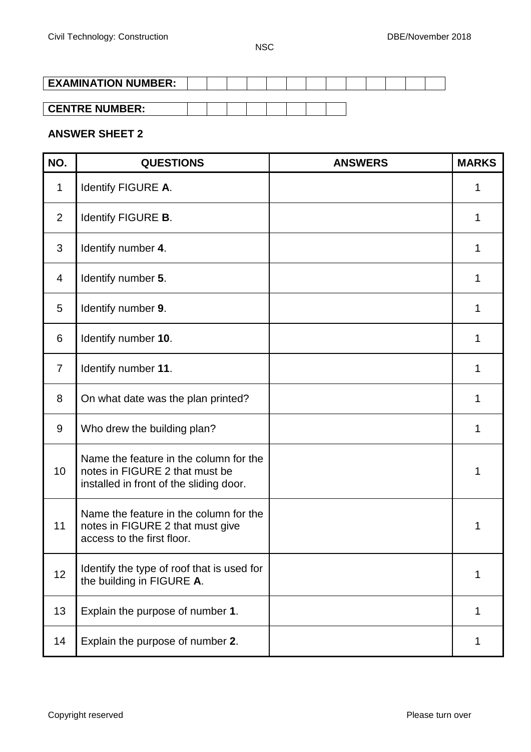| **EXAMINATION NUMBER:** | | | | | | | | | | | | | |
|---|---|---|---|---|---|---|---|---|---|---|---|---|---|

| **CENTRE NUMBER:** | | | | | | | | |
|---|---|---|---|---|---|---|---|---|

**ANSWER SHEET 2**

| NO. | QUESTIONS | ANSWERS | MARKS |
|---|---|---|---|
| 1 | Identify FIGURE **A**. | | 1 |
| 2 | Identify FIGURE **B**. | | 1 |
| 3 | Identify number **4**. | | 1 |
| 4 | Identify number **5**. | | 1 |
| 5 | Identify number **9**. | | 1 |
| 6 | Identify number **10**. | | 1 |
| 7 | Identify number **11**. | | 1 |
| 8 | On what date was the plan printed? | | 1 |
| 9 | Who drew the building plan? | | 1 |
| 10 | Name the feature in the column for the notes in FIGURE 2 that must be installed in front of the sliding door. | | 1 |
| 11 | Name the feature in the column for the notes in FIGURE 2 that must give access to the first floor. | | 1 |
| 12 | Identify the type of roof that is used for the building in FIGURE **A**. | | 1 |
| 13 | Explain the purpose of number **1**. | | 1 |
| 14 | Explain the purpose of number **2**. | | 1 |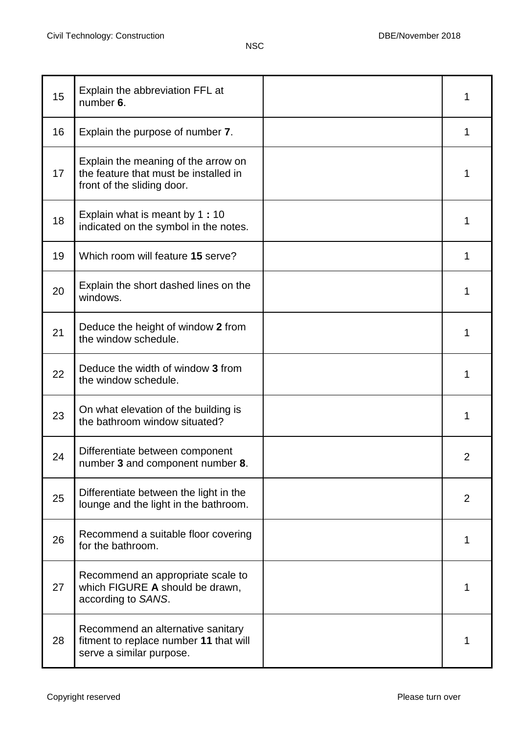| | | | |
|---|---|---|---|
| 15 | Explain the abbreviation FFL at number **6**. | | 1 |
| 16 | Explain the purpose of number **7**. | | 1 |
| 17 | Explain the meaning of the arrow on the feature that must be installed in front of the sliding door. | | 1 |
| 18 | Explain what is meant by 1 **:** 10 indicated on the symbol in the notes. | | 1 |
| 19 | Which room will feature **15** serve? | | 1 |
| 20 | Explain the short dashed lines on the windows. | | 1 |
| 21 | Deduce the height of window **2** from the window schedule. | | 1 |
| 22 | Deduce the width of window **3** from the window schedule. | | 1 |
| 23 | On what elevation of the building is the bathroom window situated? | | 1 |
| 24 | Differentiate between component number **3** and component number **8**. | | 2 |
| 25 | Differentiate between the light in the lounge and the light in the bathroom. | | 2 |
| 26 | Recommend a suitable floor covering for the bathroom. | | 1 |
| 27 | Recommend an appropriate scale to which FIGURE **A** should be drawn, according to *SANS*. | | 1 |
| 28 | Recommend an alternative sanitary fitment to replace number **11** that will serve a similar purpose. | | 1 |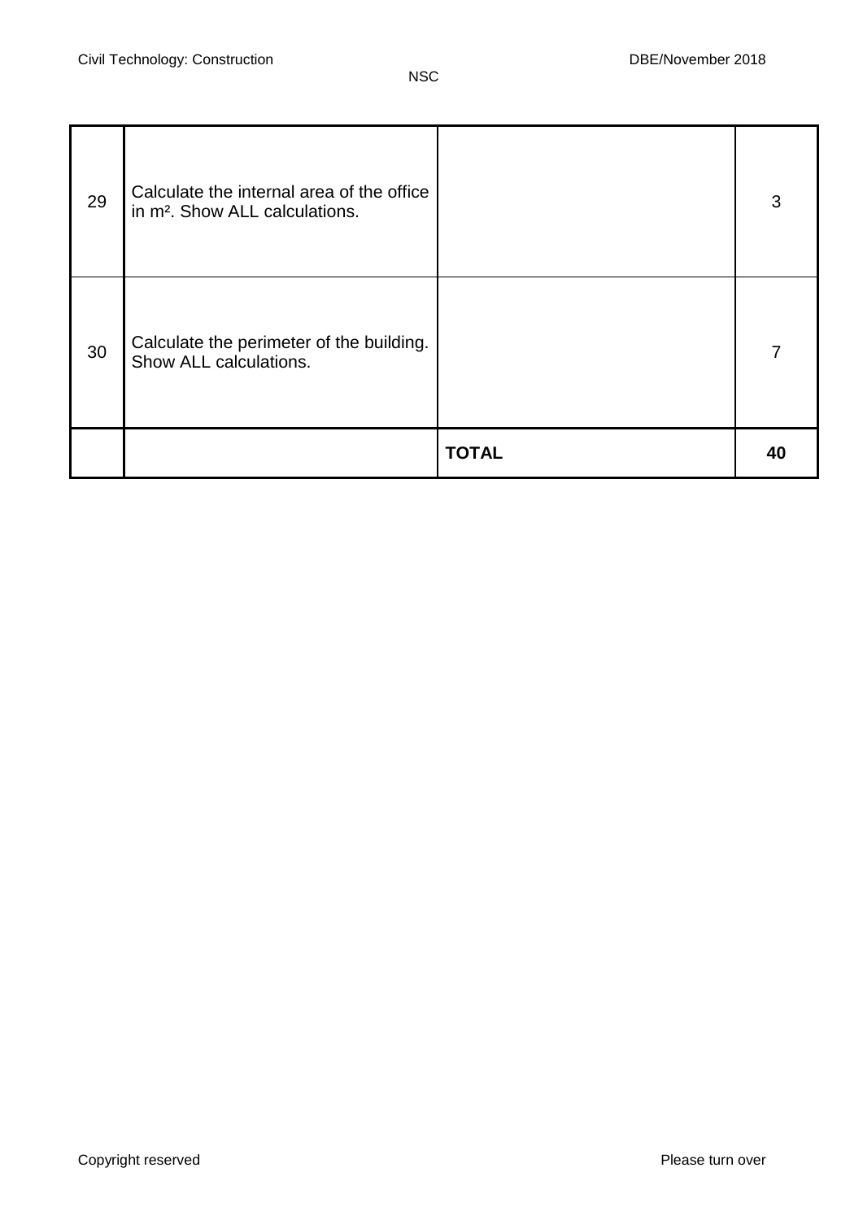| | | | |
|---|---|---|---|
| 29 | Calculate the internal area of the office in $m^2$. Show ALL calculations. | | 3 |
| 30 | Calculate the perimeter of the building. Show ALL calculations. | | 7 |
| | | **TOTAL** | **40** |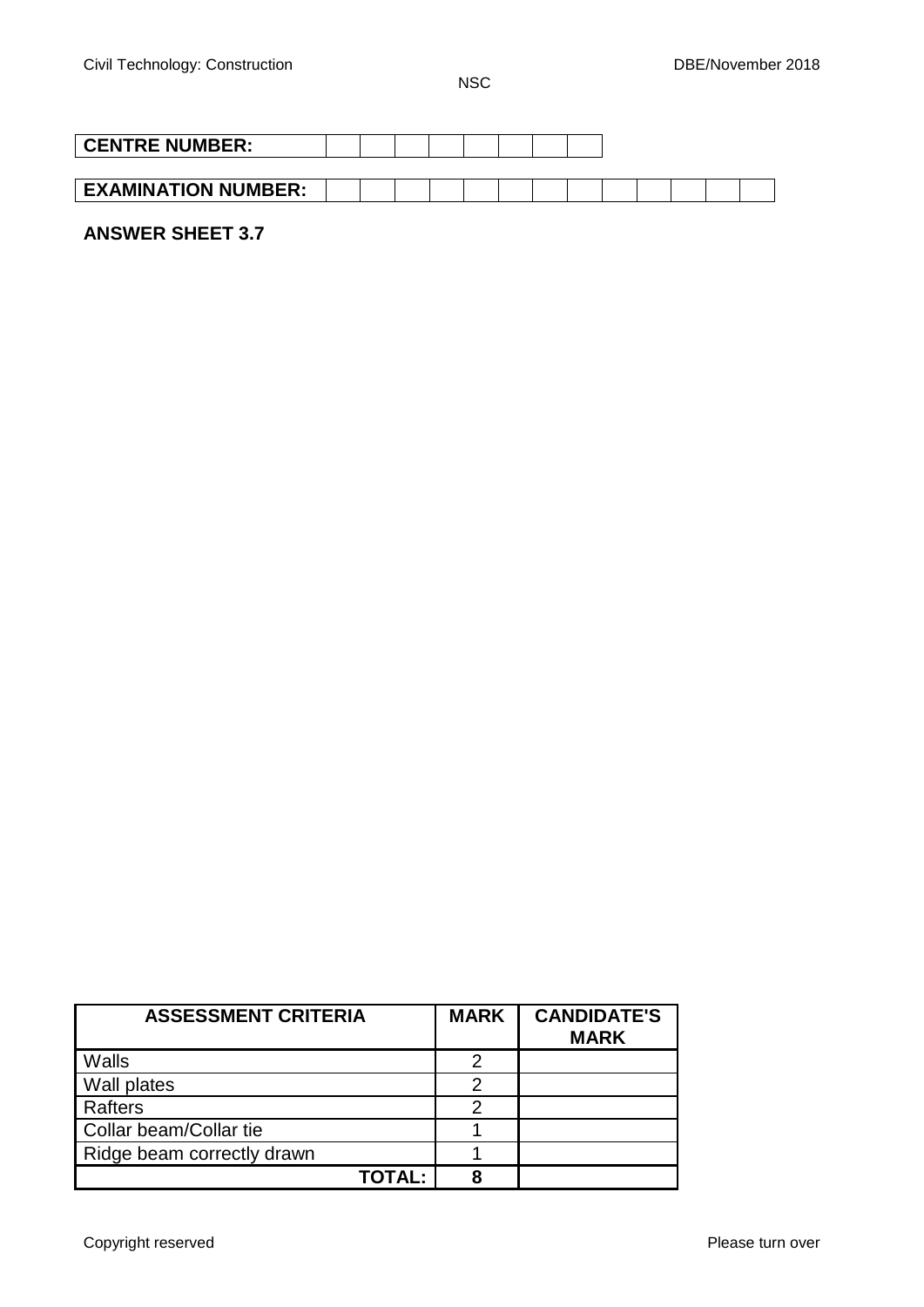| CENTRE NUMBER: | | | | | | | | |
|---|---|---|---|---|---|---|---|---|

| EXAMINATION NUMBER: | | | | | | | | | | | | | |
|---|---|---|---|---|---|---|---|---|---|---|---|---|---|

**ANSWER SHEET 3.7**

| ASSESSMENT CRITERIA | MARK | CANDIDATE'S MARK |
|---|---|---|
| Walls | 2 | |
| Wall plates | 2 | |
| Rafters | 2 | |
| Collar beam/Collar tie | 1 | |
| Ridge beam correctly drawn | 1 | |
| **TOTAL:** | **8** | |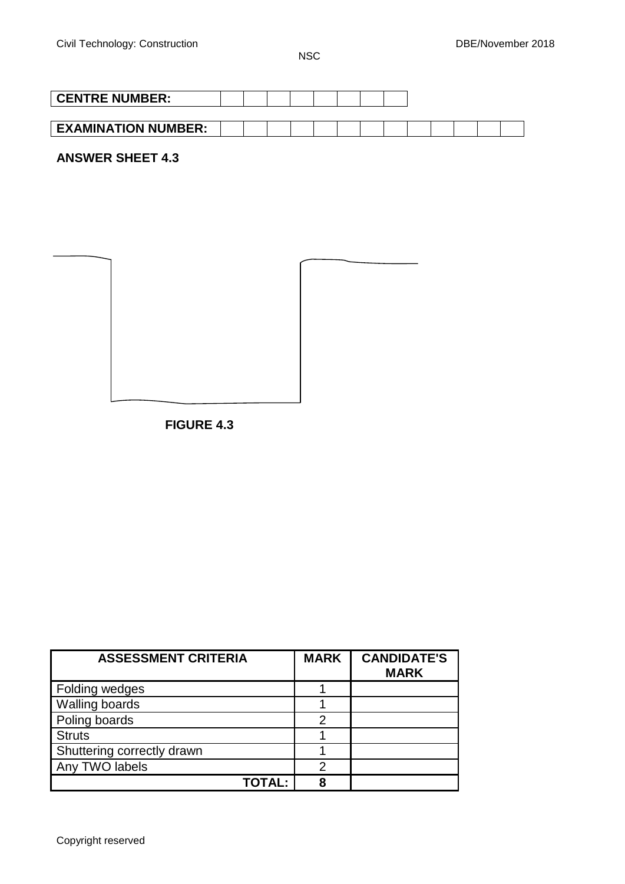| **CENTRE NUMBER:** | | | | | | | | |
|---|---|---|---|---|---|---|---|---|

| **EXAMINATION NUMBER:** | | | | | | | | | | | | | |
|---|---|---|---|---|---|---|---|---|---|---|---|---|---|

**ANSWER SHEET 4.3**

**FIGURE 4.3**

| ASSESSMENT CRITERIA | MARK | CANDIDATE'S MARK |
|---|---|---|
| Folding wedges | 1 | |
| Walling boards | 1 | |
| Poling boards | 2 | |
| Struts | 1 | |
| Shuttering correctly drawn | 1 | |
| Any TWO labels | 2 | |
| **TOTAL:** | **8** | |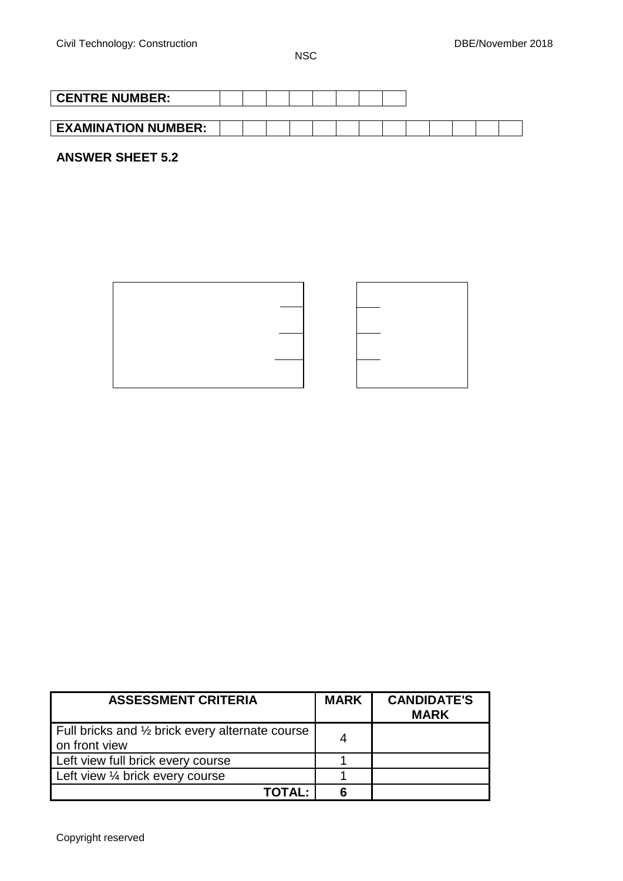| CENTRE NUMBER: | | | | | | | | |
|---|---|---|---|---|---|---|---|---|

| EXAMINATION NUMBER: | | | | | | | | | | | | | |
|---|---|---|---|---|---|---|---|---|---|---|---|---|---|

**ANSWER SHEET 5.2**

| ASSESSMENT CRITERIA | MARK | CANDIDATE'S MARK |
|---|---|---|
| Full bricks and ½ brick every alternate course on front view | 4 | |
| Left view full brick every course | 1 | |
| Left view ¼ brick every course | 1 | |
| **TOTAL:** | **6** | |

Copyright reserved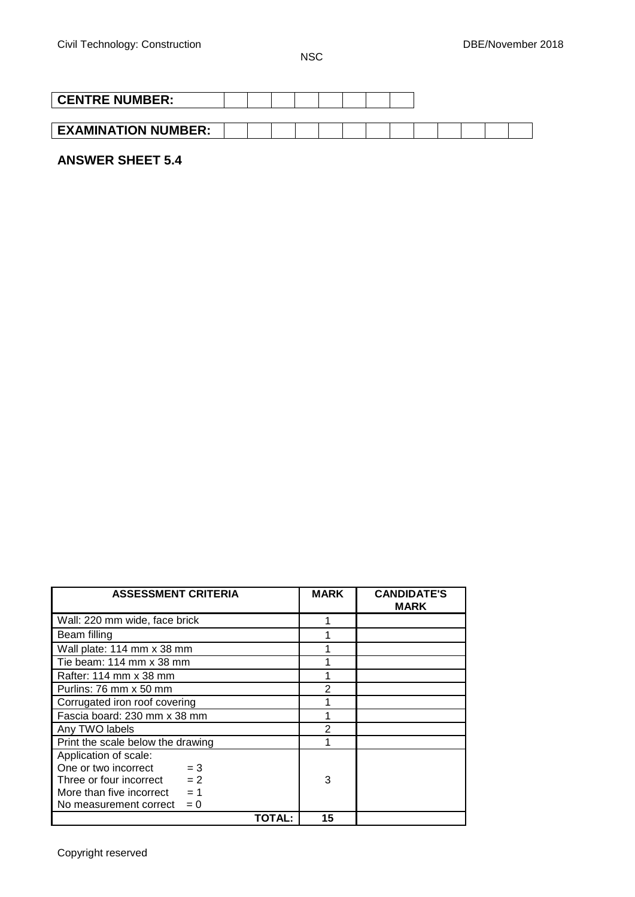| CENTRE NUMBER: | | | | | | | | |
|---|---|---|---|---|---|---|---|---|

| EXAMINATION NUMBER: | | | | | | | | | | | | | |
|---|---|---|---|---|---|---|---|---|---|---|---|---|---|

## ANSWER SHEET 5.4

| ASSESSMENT CRITERIA | MARK | CANDIDATE'S MARK |
|---|---|---|
| Wall: 220 mm wide, face brick | 1 | |
| Beam filling | 1 | |
| Wall plate: 114 mm x 38 mm | 1 | |
| Tie beam: 114 mm x 38 mm | 1 | |
| Rafter: 114 mm x 38 mm | 1 | |
| Purlins: 76 mm x 50 mm | 2 | |
| Corrugated iron roof covering | 1 | |
| Fascia board: 230 mm x 38 mm | 1 | |
| Any TWO labels | 2 | |
| Print the scale below the drawing | 1 | |
| Application of scale:<br>One or two incorrect = 3<br>Three or four incorrect = 2<br>More than five incorrect = 1<br>No measurement correct = 0 | 3 | |
| **TOTAL:** | **15** | |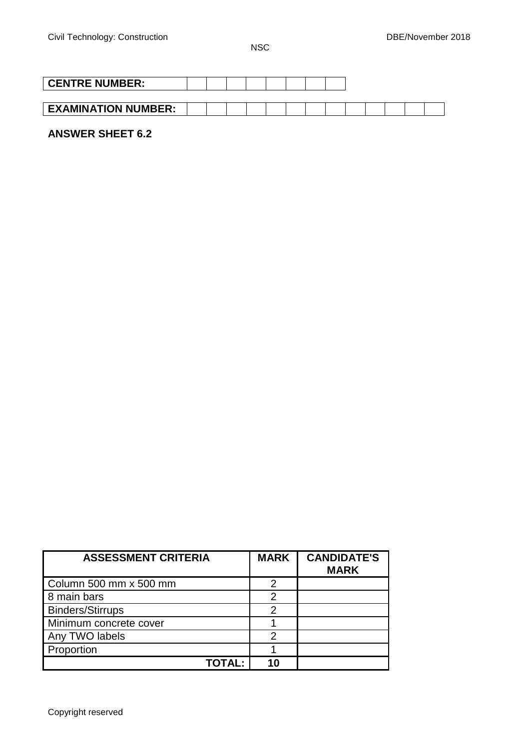| CENTRE NUMBER: | | | | | | | | |
|---|---|---|---|---|---|---|---|---|

| EXAMINATION NUMBER: | | | | | | | | | | | | | |
|---|---|---|---|---|---|---|---|---|---|---|---|---|---|

**ANSWER SHEET 6.2**

| ASSESSMENT CRITERIA | MARK | CANDIDATE'S MARK |
|---|---|---|
| Column 500 mm x 500 mm | 2 | |
| 8 main bars | 2 | |
| Binders/Stirrups | 2 | |
| Minimum concrete cover | 1 | |
| Any TWO labels | 2 | |
| Proportion | 1 | |
| **TOTAL:** | **10** | |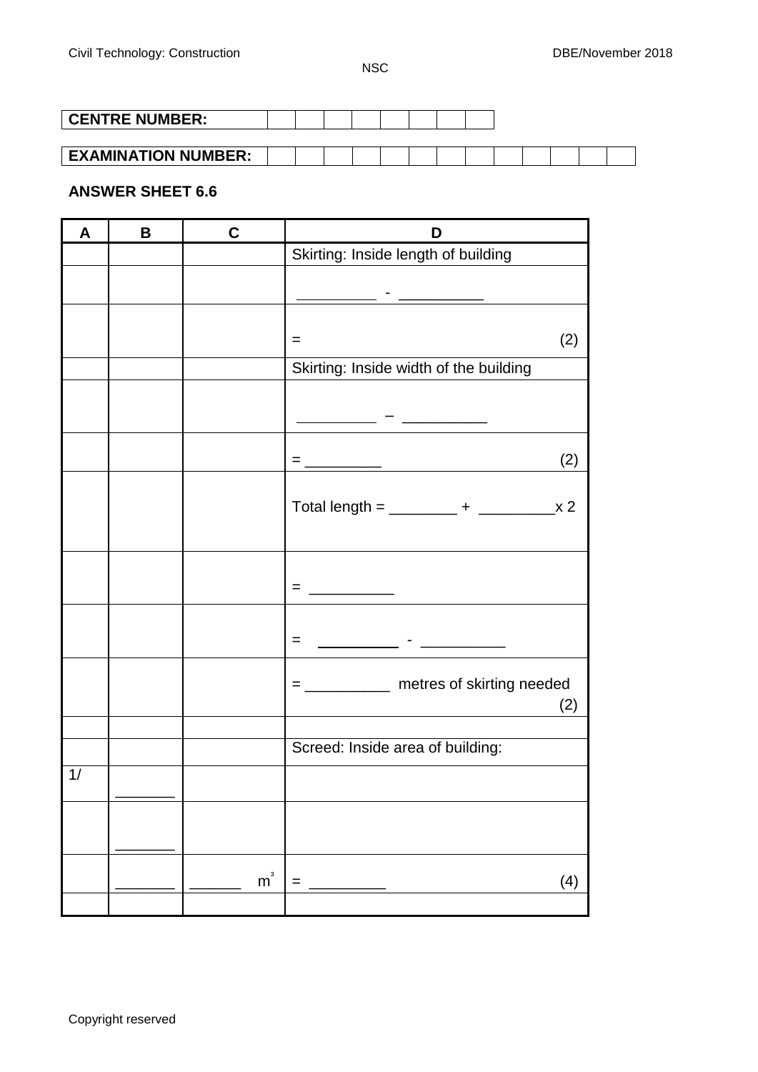| CENTRE NUMBER: | | | | | | | | |
|---|---|---|---|---|---|---|---|---|

| EXAMINATION NUMBER: | | | | | | | | | | | | | |
|---|---|---|---|---|---|---|---|---|---|---|---|---|---|

**ANSWER SHEET 6.6**

| A | B | C | D |
|---|---|---|---|
| | | | Skirting: Inside length of building |
| | | | _________ - __________ |
| | | | = (2) |
| | | | Skirting: Inside width of the building |
| | | | _________ – __________ |
| | | | = _________ (2) |
| | | | Total length = ________ + _________x 2 |
| | | | = __________ |
| | | | = __________ - __________ |
| | | | = __________ metres of skirting needed (2) |
| | | | |
| | | | Screed: Inside area of building: |
| 1/ | _______ | | |
| | _______ | | |
| | _______ | ______ $m^3$ | = _________ (4) |
| | | | |